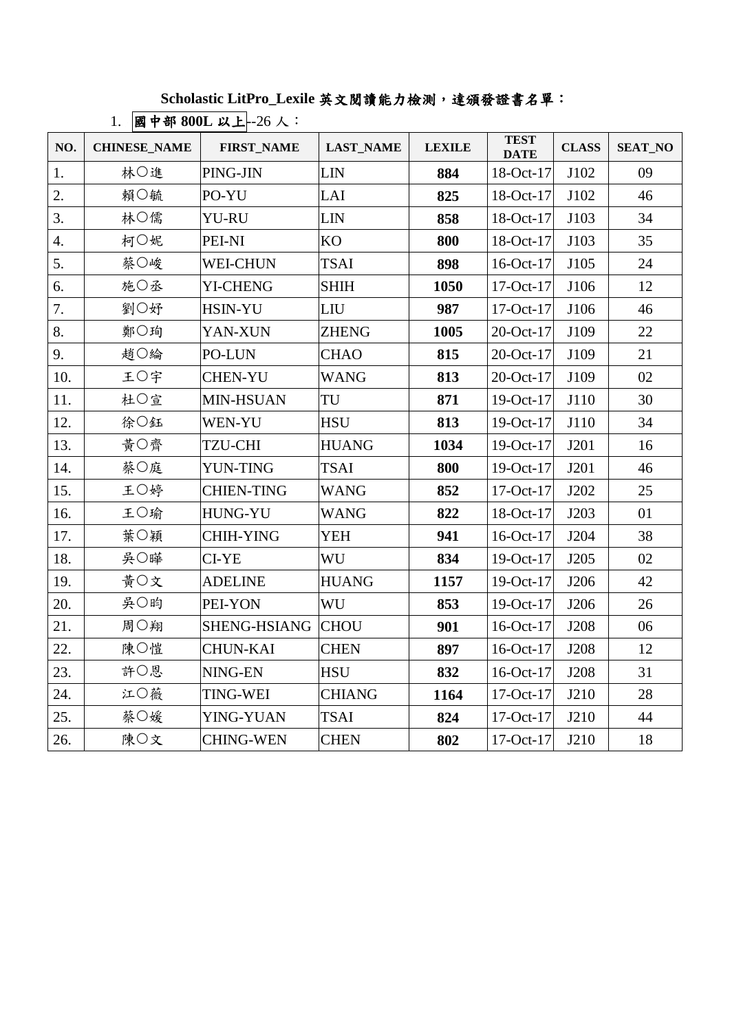**Scholastic LitPro_Lexile 英文閱讀能力檢測，達頒發證書名單：**

1. **國中部 800L 以上**--26 人：

| NO. | CHINESE_NAME | FIRST_NAME | LAST_NAME | LEXILE | TEST DATE | CLASS | SEAT_NO |
|---|---|---|---|---|---|---|---|
| 1. | 林〇進 | PING-JIN | LIN | **884** | 18-Oct-17 | J102 | 09 |
| 2. | 賴〇毓 | PO-YU | LAI | **825** | 18-Oct-17 | J102 | 46 |
| 3. | 林〇儒 | YU-RU | LIN | **858** | 18-Oct-17 | J103 | 34 |
| 4. | 柯〇妮 | PEI-NI | KO | **800** | 18-Oct-17 | J103 | 35 |
| 5. | 蔡〇峻 | WEI-CHUN | TSAI | **898** | 16-Oct-17 | J105 | 24 |
| 6. | 施〇丞 | YI-CHENG | SHIH | **1050** | 17-Oct-17 | J106 | 12 |
| 7. | 劉〇妤 | HSIN-YU | LIU | **987** | 17-Oct-17 | J106 | 46 |
| 8. | 鄭〇珣 | YAN-XUN | ZHENG | **1005** | 20-Oct-17 | J109 | 22 |
| 9. | 趙〇綸 | PO-LUN | CHAO | **815** | 20-Oct-17 | J109 | 21 |
| 10. | 王〇宇 | CHEN-YU | WANG | **813** | 20-Oct-17 | J109 | 02 |
| 11. | 杜〇宣 | MIN-HSUAN | TU | **871** | 19-Oct-17 | J110 | 30 |
| 12. | 徐〇鈺 | WEN-YU | HSU | **813** | 19-Oct-17 | J110 | 34 |
| 13. | 黃〇齊 | TZU-CHI | HUANG | **1034** | 19-Oct-17 | J201 | 16 |
| 14. | 蔡〇庭 | YUN-TING | TSAI | **800** | 19-Oct-17 | J201 | 46 |
| 15. | 王〇婷 | CHIEN-TING | WANG | **852** | 17-Oct-17 | J202 | 25 |
| 16. | 王〇瑜 | HUNG-YU | WANG | **822** | 18-Oct-17 | J203 | 01 |
| 17. | 葉〇穎 | CHIH-YING | YEH | **941** | 16-Oct-17 | J204 | 38 |
| 18. | 吳〇曄 | CI-YE | WU | **834** | 19-Oct-17 | J205 | 02 |
| 19. | 黃〇文 | ADELINE | HUANG | **1157** | 19-Oct-17 | J206 | 42 |
| 20. | 吳〇昀 | PEI-YON | WU | **853** | 19-Oct-17 | J206 | 26 |
| 21. | 周〇翔 | SHENG-HSIANG | CHOU | **901** | 16-Oct-17 | J208 | 06 |
| 22. | 陳〇愷 | CHUN-KAI | CHEN | **897** | 16-Oct-17 | J208 | 12 |
| 23. | 許〇恩 | NING-EN | HSU | **832** | 16-Oct-17 | J208 | 31 |
| 24. | 江〇薇 | TING-WEI | CHIANG | **1164** | 17-Oct-17 | J210 | 28 |
| 25. | 蔡〇媛 | YING-YUAN | TSAI | **824** | 17-Oct-17 | J210 | 44 |
| 26. | 陳〇文 | CHING-WEN | CHEN | **802** | 17-Oct-17 | J210 | 18 |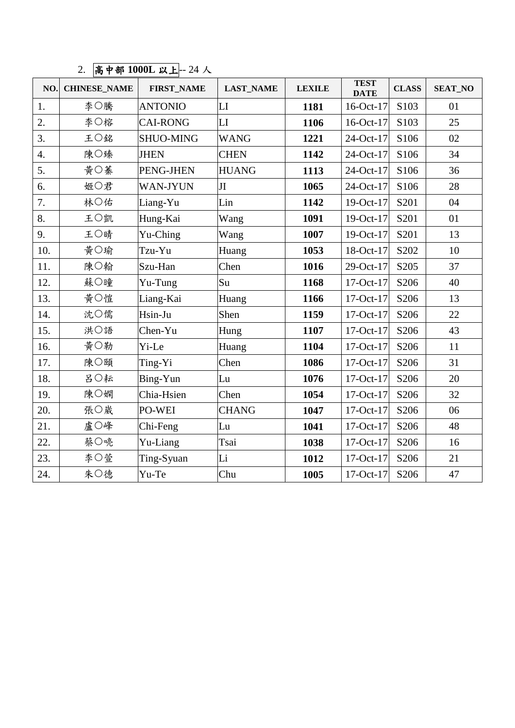2. **高中部 1000L 以上**-- 24 人

| NO. | CHINESE_NAME | FIRST_NAME | LAST_NAME | LEXILE | TEST DATE | CLASS | SEAT_NO |
|---|---|---|---|---|---|---|---|
| 1. | 李〇騰 | ANTONIO | LI | **1181** | 16-Oct-17 | S103 | 01 |
| 2. | 李〇榕 | CAI-RONG | LI | **1106** | 16-Oct-17 | S103 | 25 |
| 3. | 王〇銘 | SHUO-MING | WANG | **1221** | 24-Oct-17 | S106 | 02 |
| 4. | 陳〇臻 | JHEN | CHEN | **1142** | 24-Oct-17 | S106 | 34 |
| 5. | 黃〇蓁 | PENG-JHEN | HUANG | **1113** | 24-Oct-17 | S106 | 36 |
| 6. | 姬〇君 | WAN-JYUN | JI | **1065** | 24-Oct-17 | S106 | 28 |
| 7. | 林〇佑 | Liang-Yu | Lin | **1142** | 19-Oct-17 | S201 | 04 |
| 8. | 王〇凱 | Hung-Kai | Wang | **1091** | 19-Oct-17 | S201 | 01 |
| 9. | 王〇晴 | Yu-Ching | Wang | **1007** | 19-Oct-17 | S201 | 13 |
| 10. | 黃〇瑜 | Tzu-Yu | Huang | **1053** | 18-Oct-17 | S202 | 10 |
| 11. | 陳〇翰 | Szu-Han | Chen | **1016** | 29-Oct-17 | S205 | 37 |
| 12. | 蘇〇曈 | Yu-Tung | Su | **1168** | 17-Oct-17 | S206 | 40 |
| 13. | 黃〇愷 | Liang-Kai | Huang | **1166** | 17-Oct-17 | S206 | 13 |
| 14. | 沈〇儒 | Hsin-Ju | Shen | **1159** | 17-Oct-17 | S206 | 22 |
| 15. | 洪〇語 | Chen-Yu | Hung | **1107** | 17-Oct-17 | S206 | 43 |
| 16. | 黃〇勒 | Yi-Le | Huang | **1104** | 17-Oct-17 | S206 | 11 |
| 17. | 陳〇頤 | Ting-Yi | Chen | **1086** | 17-Oct-17 | S206 | 31 |
| 18. | 呂〇耘 | Bing-Yun | Lu | **1076** | 17-Oct-17 | S206 | 20 |
| 19. | 陳〇嫻 | Chia-Hsien | Chen | **1054** | 17-Oct-17 | S206 | 32 |
| 20. | 張〇崴 | PO-WEI | CHANG | **1047** | 17-Oct-17 | S206 | 06 |
| 21. | 盧〇峰 | Chi-Feng | Lu | **1041** | 17-Oct-17 | S206 | 48 |
| 22. | 蔡〇喨 | Yu-Liang | Tsai | **1038** | 17-Oct-17 | S206 | 16 |
| 23. | 李〇萱 | Ting-Syuan | Li | **1012** | 17-Oct-17 | S206 | 21 |
| 24. | 朱〇德 | Yu-Te | Chu | **1005** | 17-Oct-17 | S206 | 47 |